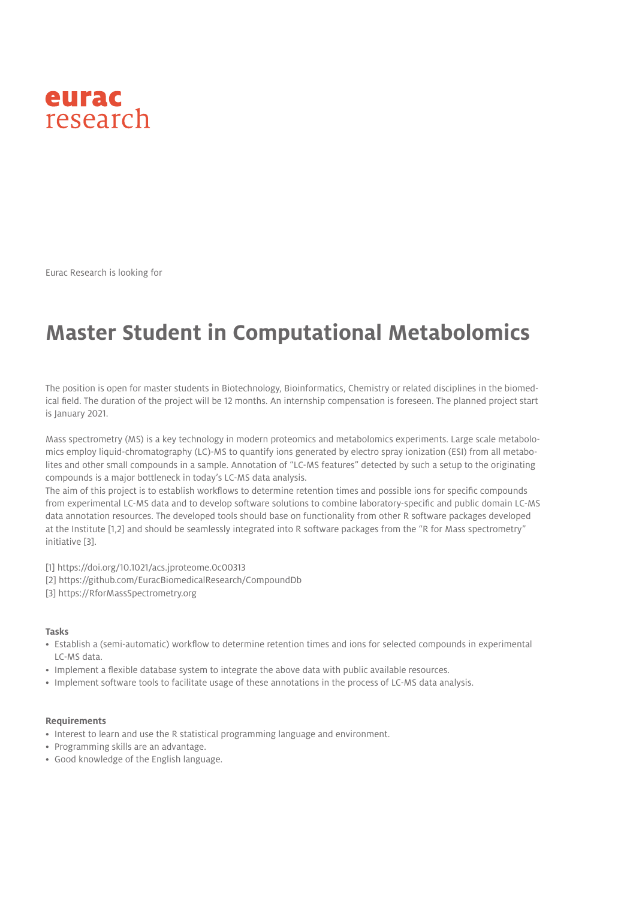eurac
research

Eurac Research is looking for

# Master Student in Computational Metabolomics

The position is open for master students in Biotechnology, Bioinformatics, Chemistry or related disciplines in the biomedical field. The duration of the project will be 12 months. An internship compensation is foreseen. The planned project start is January 2021.

Mass spectrometry (MS) is a key technology in modern proteomics and metabolomics experiments. Large scale metabolomics employ liquid-chromatography (LC)-MS to quantify ions generated by electro spray ionization (ESI) from all metabolites and other small compounds in a sample. Annotation of "LC-MS features" detected by such a setup to the originating compounds is a major bottleneck in today's LC-MS data analysis.
The aim of this project is to establish workflows to determine retention times and possible ions for specific compounds from experimental LC-MS data and to develop software solutions to combine laboratory-specific and public domain LC-MS data annotation resources. The developed tools should base on functionality from other R software packages developed at the Institute [1,2] and should be seamlessly integrated into R software packages from the "R for Mass spectrometry" initiative [3].

[1] https://doi.org/10.1021/acs.jproteome.0c00313
[2] https://github.com/EuracBiomedicalResearch/CompoundDb
[3] https://RforMassSpectrometry.org

**Tasks**

- Establish a (semi-automatic) workflow to determine retention times and ions for selected compounds in experimental LC-MS data.
- Implement a flexible database system to integrate the above data with public available resources.
- Implement software tools to facilitate usage of these annotations in the process of LC-MS data analysis.

**Requirements**

- Interest to learn and use the R statistical programming language and environment.
- Programming skills are an advantage.
- Good knowledge of the English language.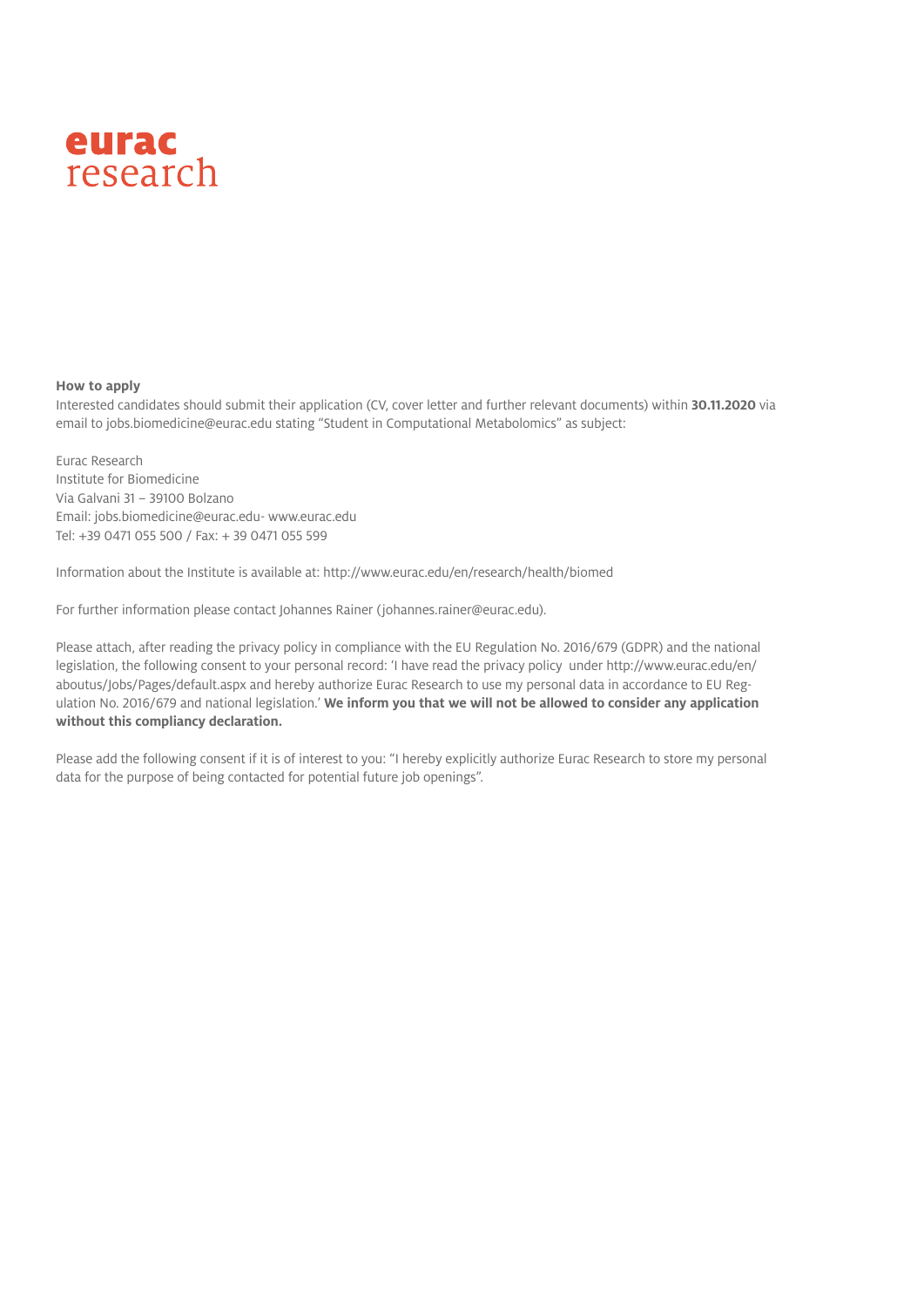**How to apply**

Interested candidates should submit their application (CV, cover letter and further relevant documents) within **30.11.2020** via email to jobs.biomedicine@eurac.edu stating "Student in Computational Metabolomics" as subject:

Eurac Research
Institute for Biomedicine
Via Galvani 31 – 39100 Bolzano
Email: jobs.biomedicine@eurac.edu- www.eurac.edu
Tel: +39 0471 055 500 / Fax: + 39 0471 055 599

Information about the Institute is available at: http://www.eurac.edu/en/research/health/biomed

For further information please contact Johannes Rainer (johannes.rainer@eurac.edu).

Please attach, after reading the privacy policy in compliance with the EU Regulation No. 2016/679 (GDPR) and the national legislation, the following consent to your personal record: 'I have read the privacy policy under http://www.eurac.edu/en/aboutus/Jobs/Pages/default.aspx and hereby authorize Eurac Research to use my personal data in accordance to EU Regulation No. 2016/679 and national legislation.' **We inform you that we will not be allowed to consider any application without this compliancy declaration.**

Please add the following consent if it is of interest to you: "I hereby explicitly authorize Eurac Research to store my personal data for the purpose of being contacted for potential future job openings".